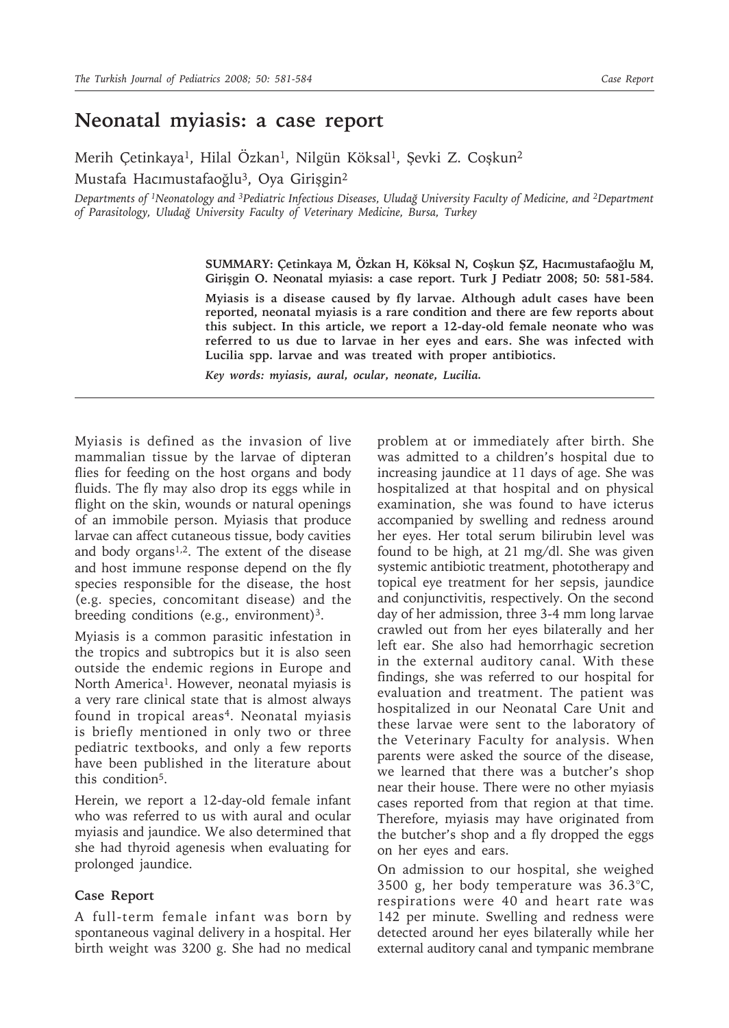# Neonatal myiasis: a case report

Merih Çetinkaya[1], Hilal Özkan[1], Nilgün Köksal[1], Şevki Z. Coşkun[2]
Mustafa Hacımustafaoğlu[3], Oya Girişgin[2]

*Departments of [1]Neonatology and [3]Pediatric Infectious Diseases, Uludağ University Faculty of Medicine, and [2]Department of Parasitology, Uludağ University Faculty of Veterinary Medicine, Bursa, Turkey*

**SUMMARY: Çetinkaya M, Özkan H, Köksal N, Coşkun ŞZ, Hacımustafaoğlu M, Girişgin O. Neonatal myiasis: a case report. Turk J Pediatr 2008; 50: 581-584.**

**Myiasis is a disease caused by fly larvae. Although adult cases have been reported, neonatal myiasis is a rare condition and there are few reports about this subject. In this article, we report a 12-day-old female neonate who was referred to us due to larvae in her eyes and ears. She was infected with Lucilia spp. larvae and was treated with proper antibiotics.**

***Key words: myiasis, aural, ocular, neonate, Lucilia.***

Myiasis is defined as the invasion of live mammalian tissue by the larvae of dipteran flies for feeding on the host organs and body fluids. The fly may also drop its eggs while in flight on the skin, wounds or natural openings of an immobile person. Myiasis that produce larvae can affect cutaneous tissue, body cavities and body organs[1,2]. The extent of the disease and host immune response depend on the fly species responsible for the disease, the host (e.g. species, concomitant disease) and the breeding conditions (e.g., environment)[3].

Myiasis is a common parasitic infestation in the tropics and subtropics but it is also seen outside the endemic regions in Europe and North America[1]. However, neonatal myiasis is a very rare clinical state that is almost always found in tropical areas[4]. Neonatal myiasis is briefly mentioned in only two or three pediatric textbooks, and only a few reports have been published in the literature about this condition[5].

Herein, we report a 12-day-old female infant who was referred to us with aural and ocular myiasis and jaundice. We also determined that she had thyroid agenesis when evaluating for prolonged jaundice.

## Case Report

A full-term female infant was born by spontaneous vaginal delivery in a hospital. Her birth weight was 3200 g. She had no medical problem at or immediately after birth. She was admitted to a children's hospital due to increasing jaundice at 11 days of age. She was hospitalized at that hospital and on physical examination, she was found to have icterus accompanied by swelling and redness around her eyes. Her total serum bilirubin level was found to be high, at 21 mg/dl. She was given systemic antibiotic treatment, phototherapy and topical eye treatment for her sepsis, jaundice and conjunctivitis, respectively. On the second day of her admission, three 3-4 mm long larvae crawled out from her eyes bilaterally and her left ear. She also had hemorrhagic secretion in the external auditory canal. With these findings, she was referred to our hospital for evaluation and treatment. The patient was hospitalized in our Neonatal Care Unit and these larvae were sent to the laboratory of the Veterinary Faculty for analysis. When parents were asked the source of the disease, we learned that there was a butcher's shop near their house. There were no other myiasis cases reported from that region at that time. Therefore, myiasis may have originated from the butcher's shop and a fly dropped the eggs on her eyes and ears.

On admission to our hospital, she weighed 3500 g, her body temperature was 36.3°C, respirations were 40 and heart rate was 142 per minute. Swelling and redness were detected around her eyes bilaterally while her external auditory canal and tympanic membrane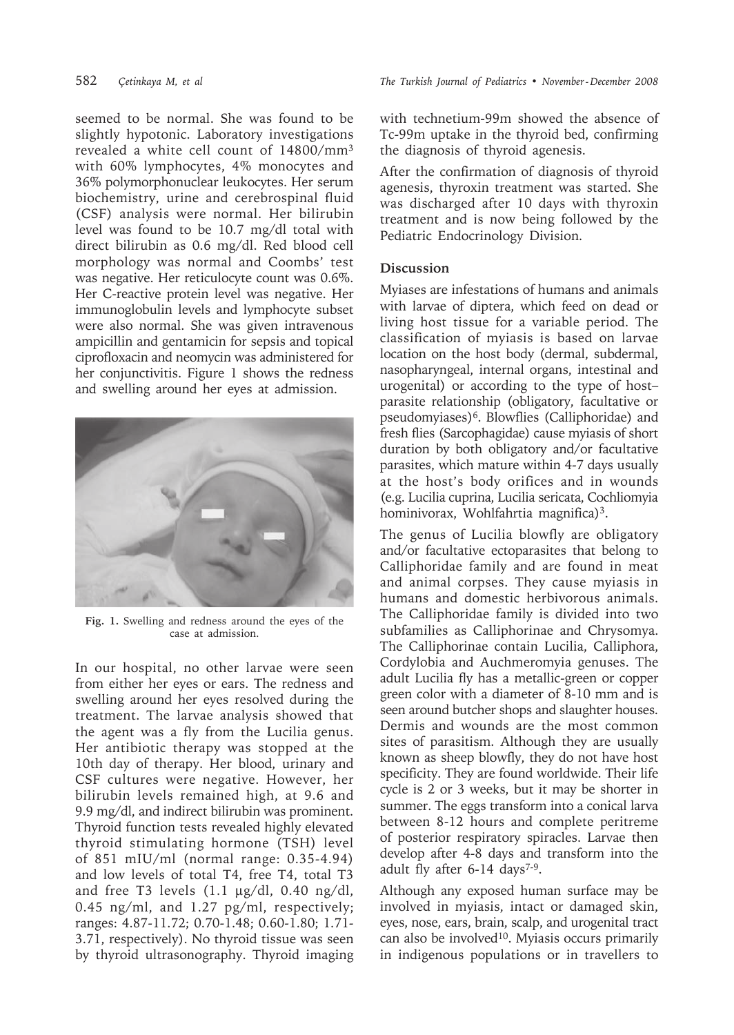seemed to be normal. She was found to be slightly hypotonic. Laboratory investigations revealed a white cell count of 14800/mm$^3$ with 60% lymphocytes, 4% monocytes and 36% polymorphonuclear leukocytes. Her serum biochemistry, urine and cerebrospinal fluid (CSF) analysis were normal. Her bilirubin level was found to be 10.7 mg/dl total with direct bilirubin as 0.6 mg/dl. Red blood cell morphology was normal and Coombs' test was negative. Her reticulocyte count was 0.6%. Her C-reactive protein level was negative. Her immunoglobulin levels and lymphocyte subset were also normal. She was given intravenous ampicillin and gentamicin for sepsis and topical ciprofloxacin and neomycin was administered for her conjunctivitis. Figure 1 shows the redness and swelling around her eyes at admission.

**Fig. 1.** Swelling and redness around the eyes of the case at admission.

In our hospital, no other larvae were seen from either her eyes or ears. The redness and swelling around her eyes resolved during the treatment. The larvae analysis showed that the agent was a fly from the Lucilia genus. Her antibiotic therapy was stopped at the 10th day of therapy. Her blood, urinary and CSF cultures were negative. However, her bilirubin levels remained high, at 9.6 and 9.9 mg/dl, and indirect bilirubin was prominent. Thyroid function tests revealed highly elevated thyroid stimulating hormone (TSH) level of 851 mIU/ml (normal range: 0.35-4.94) and low levels of total T4, free T4, total T3 and free T3 levels (1.1 µg/dl, 0.40 ng/dl, 0.45 ng/ml, and 1.27 pg/ml, respectively; ranges: 4.87-11.72; 0.70-1.48; 0.60-1.80; 1.71-3.71, respectively). No thyroid tissue was seen by thyroid ultrasonography. Thyroid imaging with technetium-99m showed the absence of Tc-99m uptake in the thyroid bed, confirming the diagnosis of thyroid agenesis.

After the confirmation of diagnosis of thyroid agenesis, thyroxin treatment was started. She was discharged after 10 days with thyroxin treatment and is now being followed by the Pediatric Endocrinology Division.

## Discussion

Myiases are infestations of humans and animals with larvae of diptera, which feed on dead or living host tissue for a variable period. The classification of myiasis is based on larvae location on the host body (dermal, subdermal, nasopharyngeal, internal organs, intestinal and urogenital) or according to the type of host–parasite relationship (obligatory, facultative or pseudomyiases)[6]. Blowflies (Calliphoridae) and fresh flies (Sarcophagidae) cause myiasis of short duration by both obligatory and/or facultative parasites, which mature within 4-7 days usually at the host's body orifices and in wounds (e.g. Lucilia cuprina, Lucilia sericata, Cochliomyia hominivorax, Wohlfahrtia magnifica)[3].

The genus of Lucilia blowfly are obligatory and/or facultative ectoparasites that belong to Calliphoridae family and are found in meat and animal corpses. They cause myiasis in humans and domestic herbivorous animals. The Calliphoridae family is divided into two subfamilies as Calliphorinae and Chrysomya. The Calliphorinae contain Lucilia, Calliphora, Cordylobia and Auchmeromyia genuses. The adult Lucilia fly has a metallic-green or copper green color with a diameter of 8-10 mm and is seen around butcher shops and slaughter houses. Dermis and wounds are the most common sites of parasitism. Although they are usually known as sheep blowfly, they do not have host specificity. They are found worldwide. Their life cycle is 2 or 3 weeks, but it may be shorter in summer. The eggs transform into a conical larva between 8-12 hours and complete peritreme of posterior respiratory spiracles. Larvae then develop after 4-8 days and transform into the adult fly after 6-14 days[7-9].

Although any exposed human surface may be involved in myiasis, intact or damaged skin, eyes, nose, ears, brain, scalp, and urogenital tract can also be involved[10]. Myiasis occurs primarily in indigenous populations or in travellers to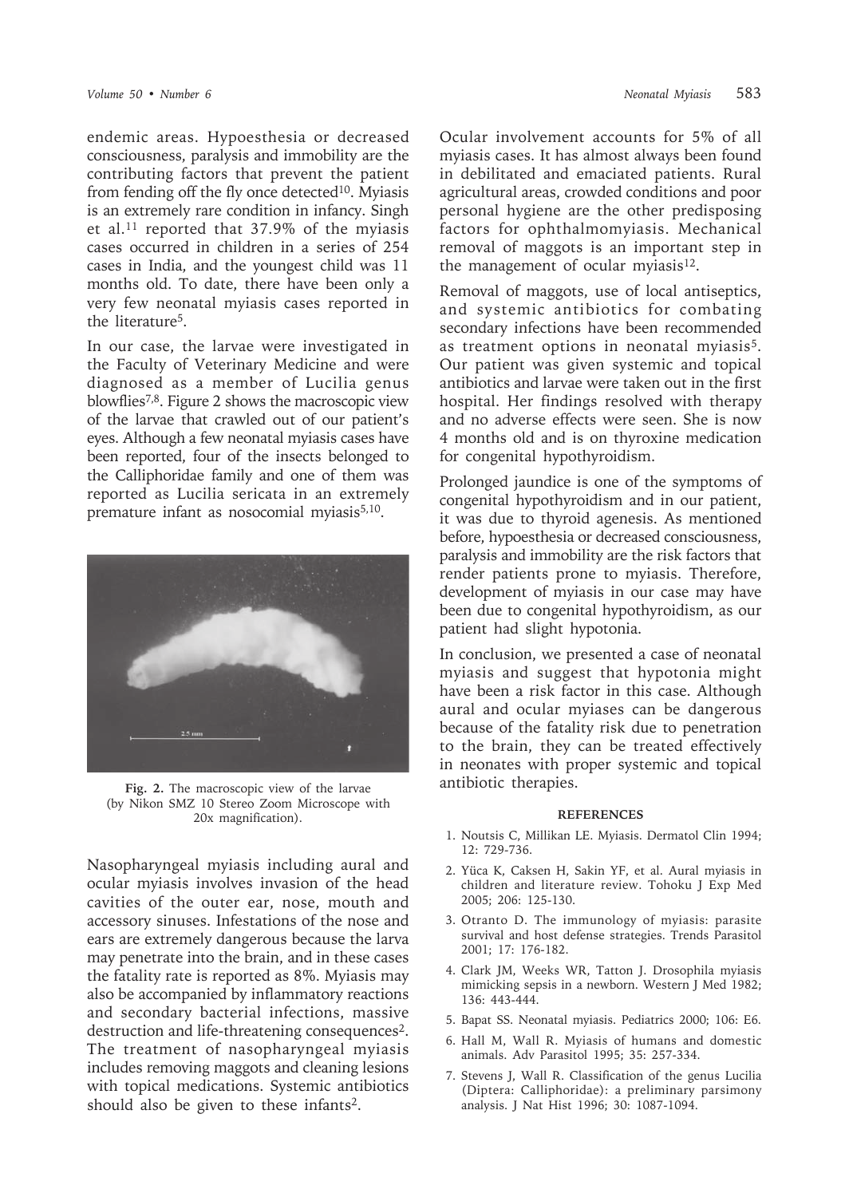endemic areas. Hypoesthesia or decreased consciousness, paralysis and immobility are the contributing factors that prevent the patient from fending off the fly once detected[10]. Myiasis is an extremely rare condition in infancy. Singh et al.[11] reported that 37.9% of the myiasis cases occurred in children in a series of 254 cases in India, and the youngest child was 11 months old. To date, there have been only a very few neonatal myiasis cases reported in the literature[5].

In our case, the larvae were investigated in the Faculty of Veterinary Medicine and were diagnosed as a member of Lucilia genus blowflies[7,8]. Figure 2 shows the macroscopic view of the larvae that crawled out of our patient's eyes. Although a few neonatal myiasis cases have been reported, four of the insects belonged to the Calliphoridae family and one of them was reported as Lucilia sericata in an extremely premature infant as nosocomial myiasis[5,10].

**Fig. 2.** The macroscopic view of the larvae (by Nikon SMZ 10 Stereo Zoom Microscope with 20x magnification).

Nasopharyngeal myiasis including aural and ocular myiasis involves invasion of the head cavities of the outer ear, nose, mouth and accessory sinuses. Infestations of the nose and ears are extremely dangerous because the larva may penetrate into the brain, and in these cases the fatality rate is reported as 8%. Myiasis may also be accompanied by inflammatory reactions and secondary bacterial infections, massive destruction and life-threatening consequences[2]. The treatment of nasopharyngeal myiasis includes removing maggots and cleaning lesions with topical medications. Systemic antibiotics should also be given to these infants[2].

Ocular involvement accounts for 5% of all myiasis cases. It has almost always been found in debilitated and emaciated patients. Rural agricultural areas, crowded conditions and poor personal hygiene are the other predisposing factors for ophthalmomyiasis. Mechanical removal of maggots is an important step in the management of ocular myiasis[12].

Removal of maggots, use of local antiseptics, and systemic antibiotics for combating secondary infections have been recommended as treatment options in neonatal myiasis[5]. Our patient was given systemic and topical antibiotics and larvae were taken out in the first hospital. Her findings resolved with therapy and no adverse effects were seen. She is now 4 months old and is on thyroxine medication for congenital hypothyroidism.

Prolonged jaundice is one of the symptoms of congenital hypothyroidism and in our patient, it was due to thyroid agenesis. As mentioned before, hypoesthesia or decreased consciousness, paralysis and immobility are the risk factors that render patients prone to myiasis. Therefore, development of myiasis in our case may have been due to congenital hypothyroidism, as our patient had slight hypotonia.

In conclusion, we presented a case of neonatal myiasis and suggest that hypotonia might have been a risk factor in this case. Although aural and ocular myiases can be dangerous because of the fatality risk due to penetration to the brain, they can be treated effectively in neonates with proper systemic and topical antibiotic therapies.

## REFERENCES

1. Noutsis C, Millikan LE. Myiasis. Dermatol Clin 1994; 12: 729-736.
2. Yüca K, Caksen H, Sakin YF, et al. Aural myiasis in children and literature review. Tohoku J Exp Med 2005; 206: 125-130.
3. Otranto D. The immunology of myiasis: parasite survival and host defense strategies. Trends Parasitol 2001; 17: 176-182.
4. Clark JM, Weeks WR, Tatton J. Drosophila myiasis mimicking sepsis in a newborn. Western J Med 1982; 136: 443-444.
5. Bapat SS. Neonatal myiasis. Pediatrics 2000; 106: E6.
6. Hall M, Wall R. Myiasis of humans and domestic animals. Adv Parasitol 1995; 35: 257-334.
7. Stevens J, Wall R. Classification of the genus Lucilia (Diptera: Calliphoridae): a preliminary parsimony analysis. J Nat Hist 1996; 30: 1087-1094.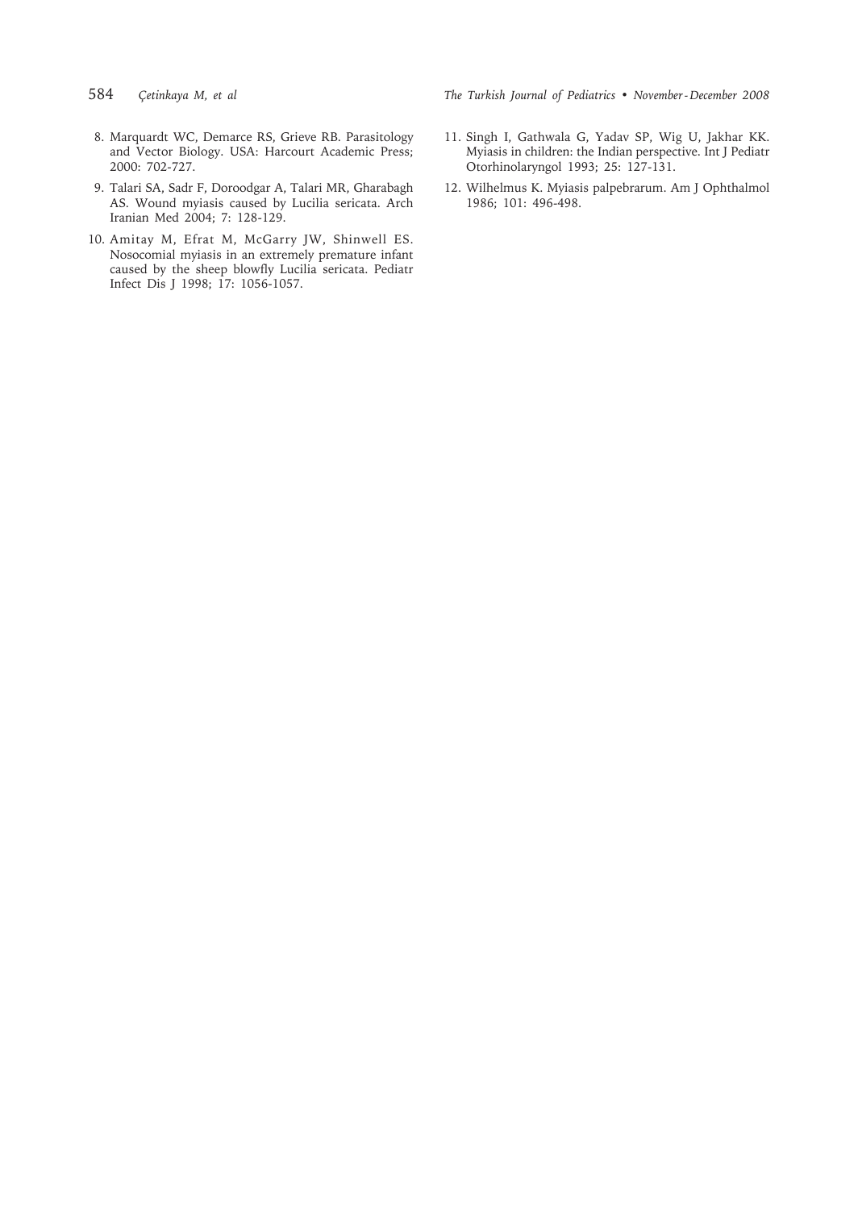8. Marquardt WC, Demarce RS, Grieve RB. Parasitology and Vector Biology. USA: Harcourt Academic Press; 2000: 702-727.
9. Talari SA, Sadr F, Doroodgar A, Talari MR, Gharabagh AS. Wound myiasis caused by Lucilia sericata. Arch Iranian Med 2004; 7: 128-129.
10. Amitay M, Efrat M, McGarry JW, Shinwell ES. Nosocomial myiasis in an extremely premature infant caused by the sheep blowfly Lucilia sericata. Pediatr Infect Dis J 1998; 17: 1056-1057.
11. Singh I, Gathwala G, Yadav SP, Wig U, Jakhar KK. Myiasis in children: the Indian perspective. Int J Pediatr Otorhinolaryngol 1993; 25: 127-131.
12. Wilhelmus K. Myiasis palpebrarum. Am J Ophthalmol 1986; 101: 496-498.